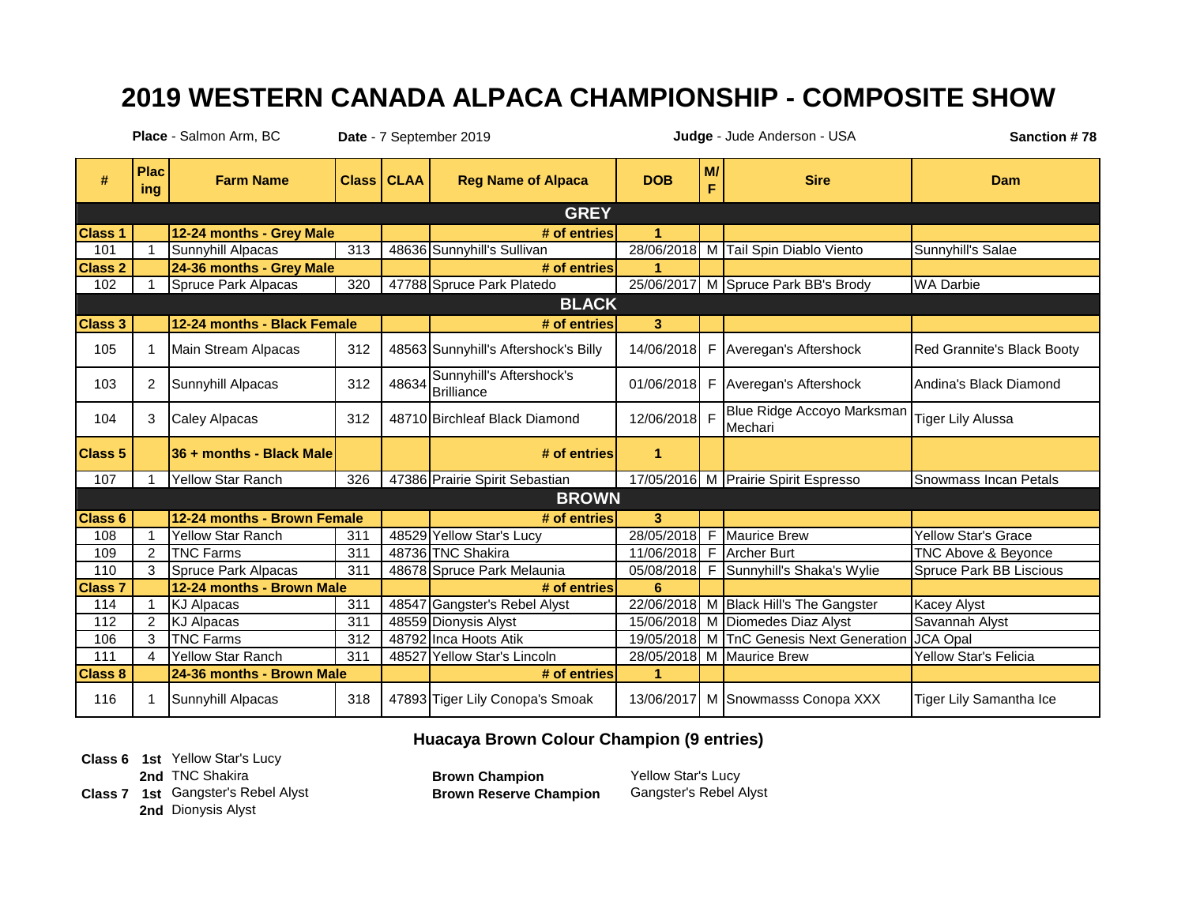# 2019 WESTERN CANADA ALPACA CHAMPIONSHIP - COMPOSITE SHOW

**Place** - Salmon Arm, BC  **Date** - 7 September 2019  **Judge** - Jude Anderson - USA  **Sanction # 78**

| # | Placing | Farm Name | Class | CLAA | Reg Name of Alpaca | DOB | M/F | Sire | Dam |
|---|---|---|---|---|---|---|---|---|---|
| | | | | | **GREY** | | | | |
| **Class 1** | | **12-24 months - Grey Male** | | | **# of entries** | **1** | | | |
| 101 | 1 | Sunnyhill Alpacas | 313 | 48636 | Sunnyhill's Sullivan | 28/06/2018 | M | Tail Spin Diablo Viento | Sunnyhill's Salae |
| **Class 2** | | **24-36 months - Grey Male** | | | **# of entries** | **1** | | | |
| 102 | 1 | Spruce Park Alpacas | 320 | 47788 | Spruce Park Platedo | 25/06/2017 | M | Spruce Park BB's Brody | WA Darbie |
| | | | | | **BLACK** | | | | |
| **Class 3** | | **12-24 months - Black Female** | | | **# of entries** | **3** | | | |
| 105 | 1 | Main Stream Alpacas | 312 | 48563 | Sunnyhill's Aftershock's Billy | 14/06/2018 | F | Averegan's Aftershock | Red Grannite's Black Booty |
| 103 | 2 | Sunnyhill Alpacas | 312 | 48634 | Sunnyhill's Aftershock's Brilliance | 01/06/2018 | F | Averegan's Aftershock | Andina's Black Diamond |
| 104 | 3 | Caley Alpacas | 312 | 48710 | Birchleaf Black Diamond | 12/06/2018 | F | Blue Ridge Accoyo Marksman Mechari | Tiger Lily Alussa |
| **Class 5** | | **36 + months - Black Male** | | | **# of entries** | **1** | | | |
| 107 | 1 | Yellow Star Ranch | 326 | 47386 | Prairie Spirit Sebastian | 17/05/2016 | M | Prairie Spirit Espresso | Snowmass Incan Petals |
| | | | | | **BROWN** | | | | |
| **Class 6** | | **12-24 months - Brown Female** | | | **# of entries** | **3** | | | |
| 108 | 1 | Yellow Star Ranch | 311 | 48529 | Yellow Star's Lucy | 28/05/2018 | F | Maurice Brew | Yellow Star's Grace |
| 109 | 2 | TNC Farms | 311 | 48736 | TNC Shakira | 11/06/2018 | F | Archer Burt | TNC Above & Beyonce |
| 110 | 3 | Spruce Park Alpacas | 311 | 48678 | Spruce Park Melaunia | 05/08/2018 | F | Sunnyhill's Shaka's Wylie | Spruce Park BB Liscious |
| **Class 7** | | **12-24 months - Brown Male** | | | **# of entries** | **6** | | | |
| 114 | 1 | KJ Alpacas | 311 | 48547 | Gangster's Rebel Alyst | 22/06/2018 | M | Black Hill's The Gangster | Kacey Alyst |
| 112 | 2 | KJ Alpacas | 311 | 48559 | Dionysis Alyst | 15/06/2018 | M | Diomedes Diaz Alyst | Savannah Alyst |
| 106 | 3 | TNC Farms | 312 | 48792 | Inca Hoots Atik | 19/05/2018 | M | TnC Genesis Next Generation | JCA Opal |
| 111 | 4 | Yellow Star Ranch | 311 | 48527 | Yellow Star's Lincoln | 28/05/2018 | M | Maurice Brew | Yellow Star's Felicia |
| **Class 8** | | **24-36 months - Brown Male** | | | **# of entries** | **1** | | | |
| 116 | 1 | Sunnyhill Alpacas | 318 | 47893 | Tiger Lily Conopa's Smoak | 13/06/2017 | M | Snowmasss Conopa XXX | Tiger Lily Samantha Ice |

### Huacaya Brown Colour Champion (9 entries)

**Class 6** **1st** Yellow Star's Lucy
**2nd** TNC Shakira
**Class 7** **1st** Gangster's Rebel Alyst
**2nd** Dionysis Alyst

**Brown Champion** Yellow Star's Lucy
**Brown Reserve Champion** Gangster's Rebel Alyst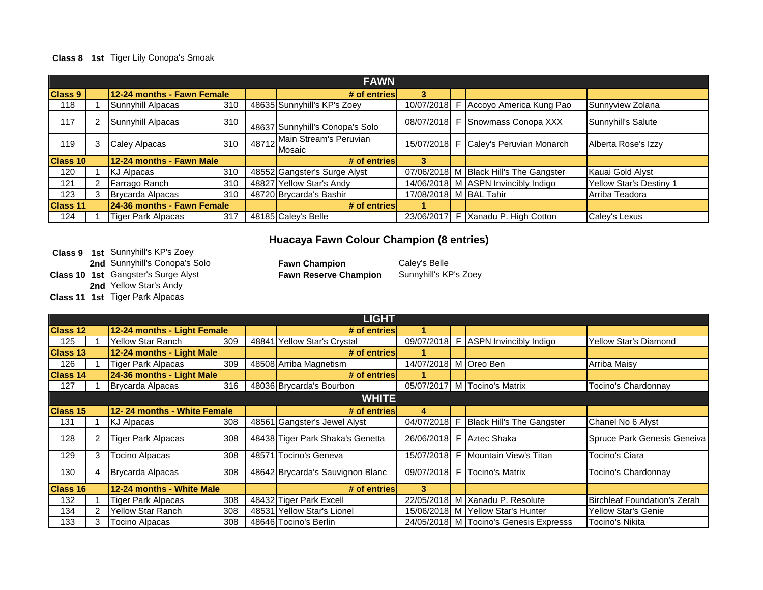**Class 8 1st** Tiger Lily Conopa's Smoak

| FAWN | | | | | | | | | |
|---|---|---|---|---|---|---|---|---|---|
| **Class 9** | | **12-24 months - Fawn Female** | | | **# of entries** | **3** | | | |
| 118 | 1 | Sunnyhill Alpacas | 310 | 48635 | Sunnyhill's KP's Zoey | 10/07/2018 | F | Accoyo America Kung Pao | Sunnyview Zolana |
| 117 | 2 | Sunnyhill Alpacas | 310 | 48637 | Sunnyhill's Conopa's Solo | 08/07/2018 | F | Snowmass Conopa XXX | Sunnyhill's Salute |
| 119 | 3 | Caley Alpacas | 310 | 48712 | Main Stream's Peruvian Mosaic | 15/07/2018 | F | Caley's Peruvian Monarch | Alberta Rose's Izzy |
| **Class 10** | | **12-24 months - Fawn Male** | | | **# of entries** | **3** | | | |
| 120 | 1 | KJ Alpacas | 310 | 48552 | Gangster's Surge Alyst | 07/06/2018 | M | Black Hill's The Gangster | Kauai Gold Alyst |
| 121 | 2 | Farrago Ranch | 310 | 48827 | Yellow Star's Andy | 14/06/2018 | M | ASPN Invincibly Indigo | Yellow Star's Destiny 1 |
| 123 | 3 | Brycarda Alpacas | 310 | 48720 | Brycarda's Bashir | 17/08/2018 | M | BAL Tahir | Arriba Teadora |
| **Class 11** | | **24-36 months - Fawn Female** | | | **# of entries** | **1** | | | |
| 124 | 1 | Tiger Park Alpacas | 317 | 48185 | Caley's Belle | 23/06/2017 | F | Xanadu P. High Cotton | Caley's Lexus |

## Huacaya Fawn Colour Champion (8 entries)

**Class 9 1st** Sunnyhill's KP's Zoey
**2nd** Sunnyhill's Conopa's Solo
**Class 10 1st** Gangster's Surge Alyst
**2nd** Yellow Star's Andy
**Class 11 1st** Tiger Park Alpacas

**Fawn Champion** Caley's Belle
**Fawn Reserve Champion** Sunnyhill's KP's Zoey

| LIGHT | | | | | | | | | |
|---|---|---|---|---|---|---|---|---|---|
| **Class 12** | | **12-24 months - Light Female** | | | **# of entries** | **1** | | | |
| 125 | 1 | Yellow Star Ranch | 309 | 48841 | Yellow Star's Crystal | 09/07/2018 | F | ASPN Invincibly Indigo | Yellow Star's Diamond |
| **Class 13** | | **12-24 months - Light Male** | | | **# of entries** | **1** | | | |
| 126 | 1 | Tiger Park Alpacas | 309 | 48508 | Arriba Magnetism | 14/07/2018 | M | Oreo Ben | Arriba Maisy |
| **Class 14** | | **24-36 months - Light Male** | | | **# of entries** | **1** | | | |
| 127 | 1 | Brycarda Alpacas | 316 | 48036 | Brycarda's Bourbon | 05/07/2017 | M | Tocino's Matrix | Tocino's Chardonnay |
| **WHITE** | | | | | | | | | |
| **Class 15** | | **12- 24 months - White Female** | | | **# of entries** | **4** | | | |
| 131 | 1 | KJ Alpacas | 308 | 48561 | Gangster's Jewel Alyst | 04/07/2018 | F | Black Hill's The Gangster | Chanel No 6 Alyst |
| 128 | 2 | Tiger Park Alpacas | 308 | 48438 | Tiger Park Shaka's Genetta | 26/06/2018 | F | Aztec Shaka | Spruce Park Genesis Geneiva |
| 129 | 3 | Tocino Alpacas | 308 | 48571 | Tocino's Geneva | 15/07/2018 | F | Mountain View's Titan | Tocino's Ciara |
| 130 | 4 | Brycarda Alpacas | 308 | 48642 | Brycarda's Sauvignon Blanc | 09/07/2018 | F | Tocino's Matrix | Tocino's Chardonnay |
| **Class 16** | | **12-24 months - White Male** | | | **# of entries** | **3** | | | |
| 132 | 1 | Tiger Park Alpacas | 308 | 48432 | Tiger Park Excell | 22/05/2018 | M | Xanadu P. Resolute | Birchleaf Foundation's Zerah |
| 134 | 2 | Yellow Star Ranch | 308 | 48531 | Yellow Star's Lionel | 15/06/2018 | M | Yellow Star's Hunter | Yellow Star's Genie |
| 133 | 3 | Tocino Alpacas | 308 | 48646 | Tocino's Berlin | 24/05/2018 | M | Tocino's Genesis Expresss | Tocino's Nikita |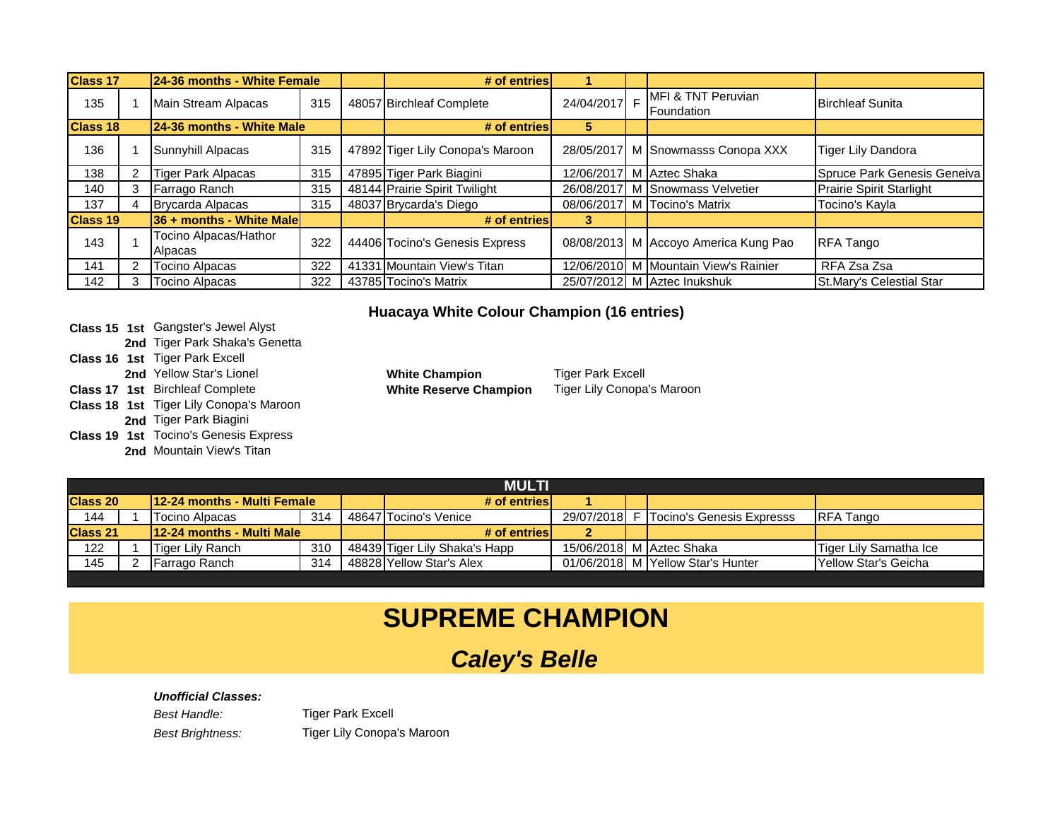| | | | | | | | | | |
|---|---|---|---|---|---|---|---|---|---|
| **Class 17** | | **24-36 months - White Female** | | | **# of entries** | **1** | | | |
| 135 | 1 | Main Stream Alpacas | 315 | 48057 | Birchleaf Complete | 24/04/2017 | F | MFI & TNT Peruvian Foundation | Birchleaf Sunita |
| **Class 18** | | **24-36 months - White Male** | | | **# of entries** | **5** | | | |
| 136 | 1 | Sunnyhill Alpacas | 315 | 47892 | Tiger Lily Conopa's Maroon | 28/05/2017 | M | Snowmasss Conopa XXX | Tiger Lily Dandora |
| 138 | 2 | Tiger Park Alpacas | 315 | 47895 | Tiger Park Biagini | 12/06/2017 | M | Aztec Shaka | Spruce Park Genesis Geneiva |
| 140 | 3 | Farrago Ranch | 315 | 48144 | Prairie Spirit Twilight | 26/08/2017 | M | Snowmass Velvetier | Prairie Spirit Starlight |
| 137 | 4 | Brycarda Alpacas | 315 | 48037 | Brycarda's Diego | 08/06/2017 | M | Tocino's Matrix | Tocino's Kayla |
| **Class 19** | | **36 + months - White Male** | | | **# of entries** | **3** | | | |
| 143 | 1 | Tocino Alpacas/Hathor Alpacas | 322 | 44406 | Tocino's Genesis Express | 08/08/2013 | M | Accoyo America Kung Pao | RFA Tango |
| 141 | 2 | Tocino Alpacas | 322 | 41331 | Mountain View's Titan | 12/06/2010 | M | Mountain View's Rainier | RFA Zsa Zsa |
| 142 | 3 | Tocino Alpacas | 322 | 43785 | Tocino's Matrix | 25/07/2012 | M | Aztec Inukshuk | St.Mary's Celestial Star |

**Huacaya White Colour Champion (16 entries)**

**Class 15** **1st** Gangster's Jewel Alyst
**2nd** Tiger Park Shaka's Genetta
**Class 16** **1st** Tiger Park Excell
**2nd** Yellow Star's Lionel
**Class 17** **1st** Birchleaf Complete
**Class 18** **1st** Tiger Lily Conopa's Maroon
**2nd** Tiger Park Biagini
**Class 19** **1st** Tocino's Genesis Express
**2nd** Mountain View's Titan

**White Champion** Tiger Park Excell
**White Reserve Champion** Tiger Lily Conopa's Maroon

| **MULTI** | | | | | | | | | |
|---|---|---|---|---|---|---|---|---|---|
| **Class 20** | | **12-24 months - Multi Female** | | | **# of entries** | **1** | | | |
| 144 | 1 | Tocino Alpacas | 314 | 48647 | Tocino's Venice | 29/07/2018 | F | Tocino's Genesis Expresss | RFA Tango |
| **Class 21** | | **12-24 months - Multi Male** | | | **# of entries** | **2** | | | |
| 122 | 1 | Tiger Lily Ranch | 310 | 48439 | Tiger Lily Shaka's Happ | 15/06/2018 | M | Aztec Shaka | Tiger Lily Samatha Ice |
| 145 | 2 | Farrago Ranch | 314 | 48828 | Yellow Star's Alex | 01/06/2018 | M | Yellow Star's Hunter | Yellow Star's Geicha |

# SUPREME CHAMPION

## ***Caley's Belle***

***Unofficial Classes:***

*Best Handle:* Tiger Park Excell

*Best Brightness:* Tiger Lily Conopa's Maroon